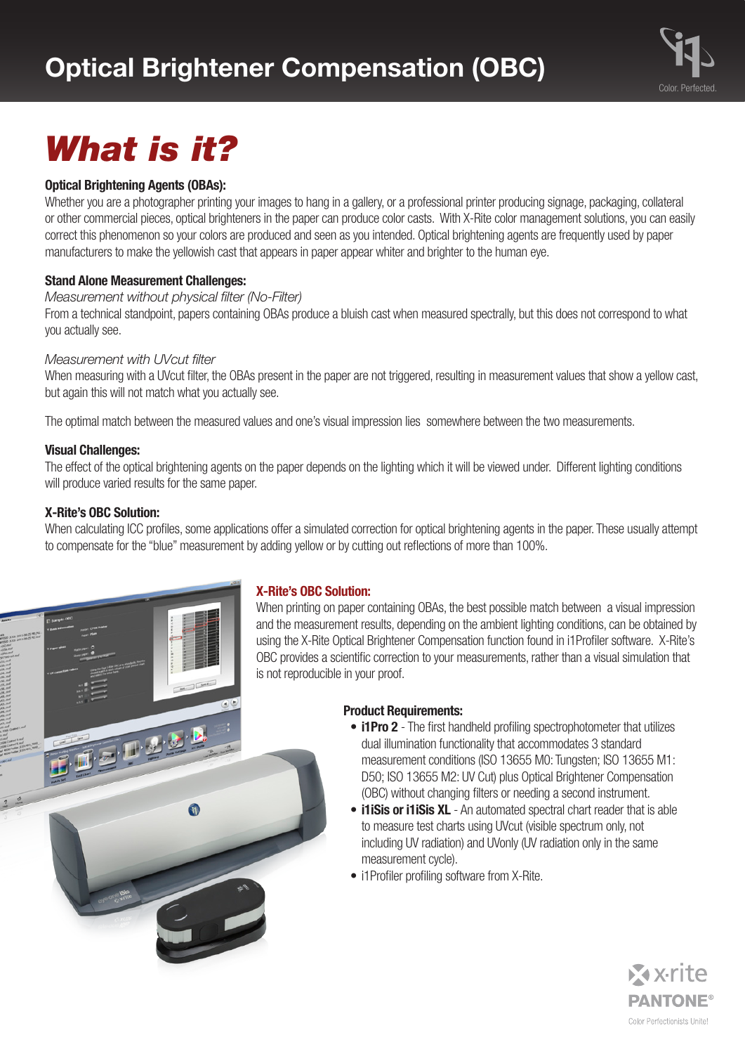# Optical Brightener Compensation (OBC)

Color. Perfected.

## What is it?

**Optical Brightening Agents (OBAs):**
Whether you are a photographer printing your images to hang in a gallery, or a professional printer producing signage, packaging, collateral or other commercial pieces, optical brighteners in the paper can produce color casts. With X-Rite color management solutions, you can easily correct this phenomenon so your colors are produced and seen as you intended. Optical brightening agents are frequently used by paper manufacturers to make the yellowish cast that appears in paper appear whiter and brighter to the human eye.

**Stand Alone Measurement Challenges:**
*Measurement without physical filter (No-Filter)*
From a technical standpoint, papers containing OBAs produce a bluish cast when measured spectrally, but this does not correspond to what you actually see.

*Measurement with UVcut filter*
When measuring with a UVcut filter, the OBAs present in the paper are not triggered, resulting in measurement values that show a yellow cast, but again this will not match what you actually see.

The optimal match between the measured values and one's visual impression lies somewhere between the two measurements.

**Visual Challenges:**
The effect of the optical brightening agents on the paper depends on the lighting which it will be viewed under. Different lighting conditions will produce varied results for the same paper.

**X-Rite's OBC Solution:**
When calculating ICC profiles, some applications offer a simulated correction for optical brightening agents in the paper. These usually attempt to compensate for the "blue" measurement by adding yellow or by cutting out reflections of more than 100%.

**X-Rite's OBC Solution:**
When printing on paper containing OBAs, the best possible match between a visual impression and the measurement results, depending on the ambient lighting conditions, can be obtained by using the X-Rite Optical Brightener Compensation function found in i1Profiler software. X-Rite's OBC provides a scientific correction to your measurements, rather than a visual simulation that is not reproducible in your proof.

**Product Requirements:**

- **i1Pro 2** - The first handheld profiling spectrophotometer that utilizes dual illumination functionality that accommodates 3 standard measurement conditions (ISO 13655 M0: Tungsten; ISO 13655 M1: D50; ISO 13655 M2: UV Cut) plus Optical Brightener Compensation (OBC) without changing filters or needing a second instrument.
- **i1iSis or i1iSis XL** - An automated spectral chart reader that is able to measure test charts using UVcut (visible spectrum only, not including UV radiation) and UVonly (UV radiation only in the same measurement cycle).
- i1Profiler profiling software from X-Rite.

x·rite PANTONE®
Color Perfectionists Unite!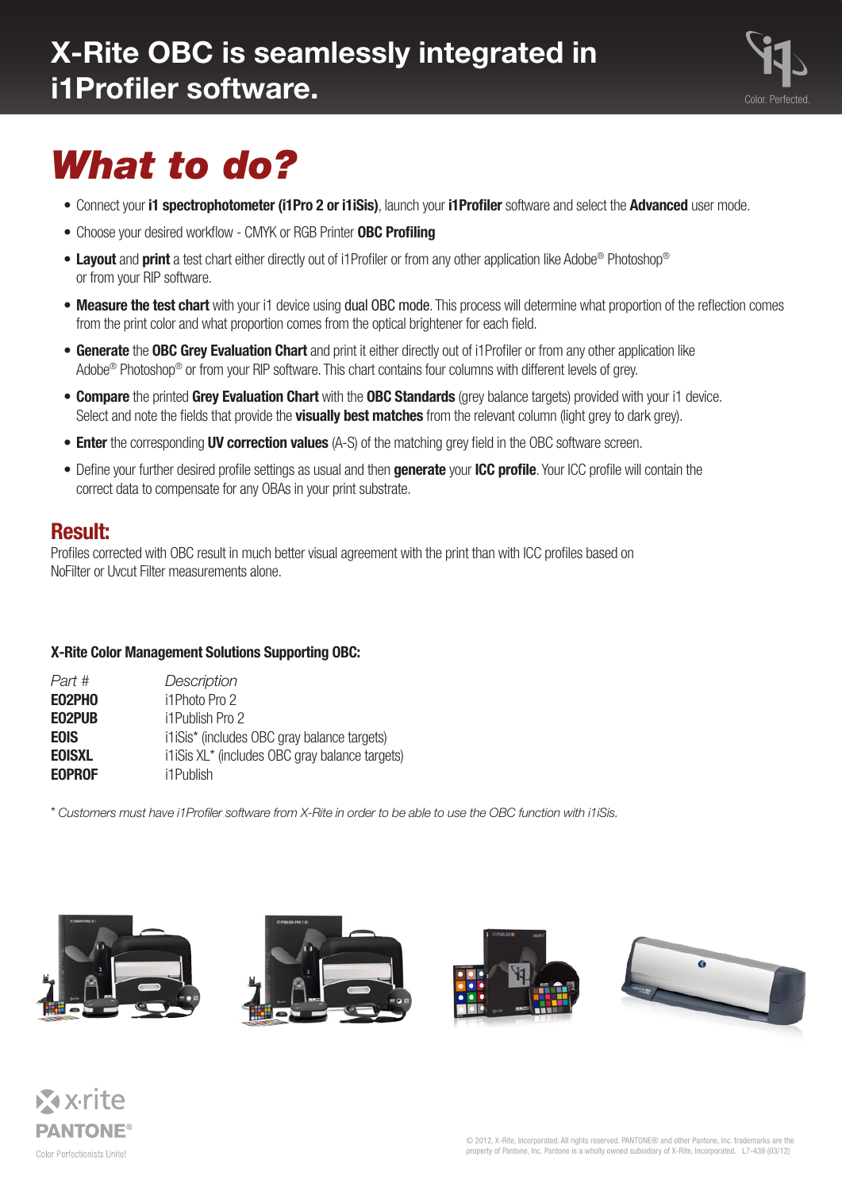# X-Rite OBC is seamlessly integrated in i1Profiler software.

## *What to do?*

- Connect your **i1 spectrophotometer (i1Pro 2 or i1iSis)**, launch your **i1Profiler** software and select the **Advanced** user mode.
- Choose your desired workflow - CMYK or RGB Printer **OBC Profiling**
- **Layout** and **print** a test chart either directly out of i1Profiler or from any other application like Adobe® Photoshop® or from your RIP software.
- **Measure the test chart** with your i1 device using dual OBC mode. This process will determine what proportion of the reflection comes from the print color and what proportion comes from the optical brightener for each field.
- **Generate** the **OBC Grey Evaluation Chart** and print it either directly out of i1Profiler or from any other application like Adobe® Photoshop® or from your RIP software. This chart contains four columns with different levels of grey.
- **Compare** the printed **Grey Evaluation Chart** with the **OBC Standards** (grey balance targets) provided with your i1 device. Select and note the fields that provide the **visually best matches** from the relevant column (light grey to dark grey).
- **Enter** the corresponding **UV correction values** (A-S) of the matching grey field in the OBC software screen.
- Define your further desired profile settings as usual and then **generate** your **ICC profile**. Your ICC profile will contain the correct data to compensate for any OBAs in your print substrate.

## Result:

Profiles corrected with OBC result in much better visual agreement with the print than with ICC profiles based on NoFilter or Uvcut Filter measurements alone.

### X-Rite Color Management Solutions Supporting OBC:

| *Part #* | *Description* |
|---|---|
| **EO2PHO** | i1Photo Pro 2 |
| **EO2PUB** | i1Publish Pro 2 |
| **EOIS** | i1iSis* (includes OBC gray balance targets) |
| **EOISXL** | i1iSis XL* (includes OBC gray balance targets) |
| **EOPROF** | i1Publish |

*\* Customers must have i1Profiler software from X-Rite in order to be able to use the OBC function with i1iSis.*

© 2012, X-Rite, Incorporated. All rights reserved. PANTONE® and other Pantone, Inc. trademarks are the property of Pantone, Inc. Pantone is a wholly owned subsidiary of X-Rite, Incorporated. L7-439 (03/12)